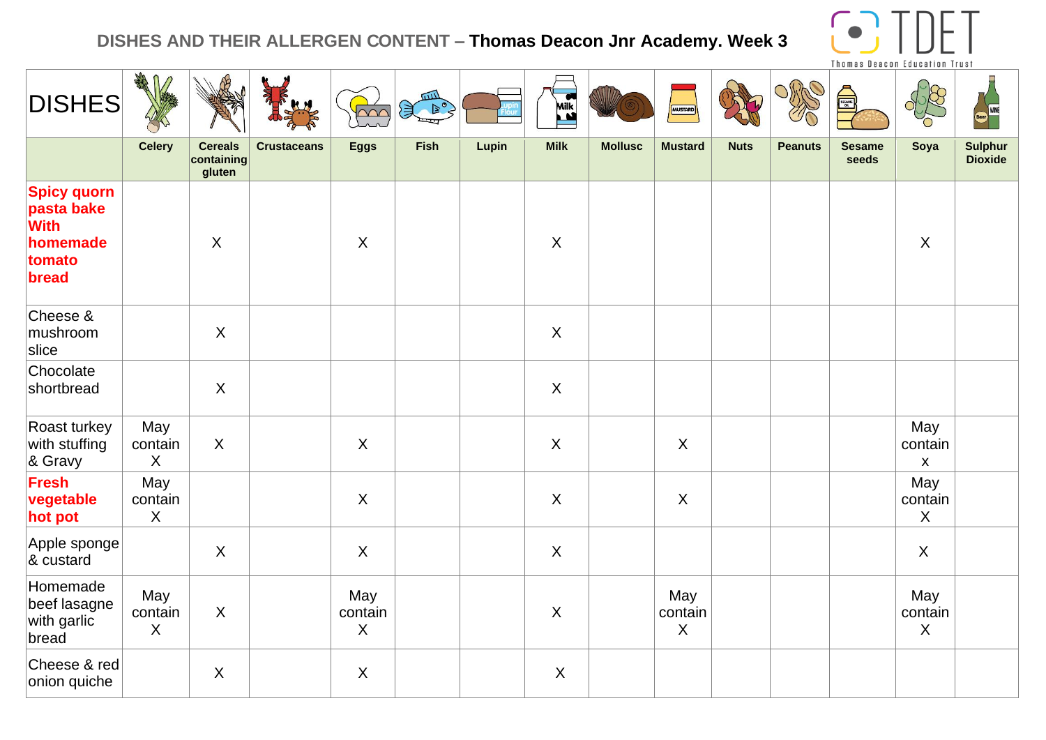# DISHES AND THEIR ALLERGEN CONTENT – **Thomas Deacon Jnr Academy. Week 3**

| DISHES | Celery | Cereals containing gluten | Crustaceans | Eggs | Fish | Lupin | Milk | Mollusc | Mustard | Nuts | Peanuts | Sesame seeds | Soya | Sulphur Dioxide |
|---|---|---|---|---|---|---|---|---|---|---|---|---|---|---|
| **Spicy quorn pasta bake With homemade tomato bread** | | X | | X | | | X | | | | | | X | |
| Cheese & mushroom slice | | X | | | | | X | | | | | | | |
| Chocolate shortbread | | X | | | | | X | | | | | | | |
| Roast turkey with stuffing & Gravy | May contain X | X | | X | | | X | | X | | | | May contain x | |
| **Fresh vegetable hot pot** | May contain X | | | X | | | X | | X | | | | May contain X | |
| Apple sponge & custard | | X | | X | | | X | | | | | | X | |
| Homemade beef lasagne with garlic bread | May contain X | X | | May contain X | | | X | | May contain X | | | | May contain X | |
| Cheese & red onion quiche | | X | | X | | | X | | | | | | | |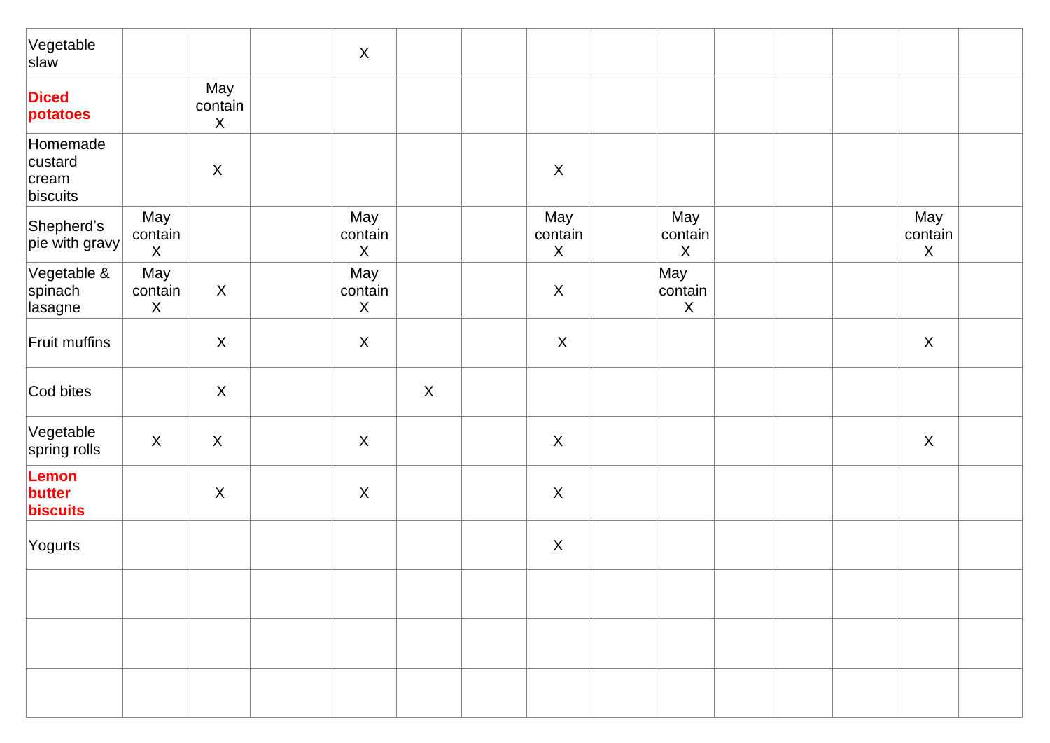| | | | | | | | | | | | | | | |
|---|---|---|---|---|---|---|---|---|---|---|---|---|---|---|
| Vegetable slaw | | | | X | | | | | | | | | | |
| **Diced potatoes** | | May contain X | | | | | | | | | | | | |
| Homemade custard cream biscuits | | X | | | | | X | | | | | | | |
| Shepherd's pie with gravy | May contain X | | | May contain X | | | May contain X | | May contain X | | | | May contain X | |
| Vegetable & spinach lasagne | May contain X | X | | May contain X | | | X | | May contain X | | | | | |
| Fruit muffins | | X | | X | | | X | | | | | | X | |
| Cod bites | | X | | | X | | | | | | | | | |
| Vegetable spring rolls | X | X | | X | | | X | | | | | | X | |
| **Lemon butter biscuits** | | X | | X | | | X | | | | | | | |
| Yogurts | | | | | | | X | | | | | | | |
| | | | | | | | | | | | | | | |
| | | | | | | | | | | | | | | |
| | | | | | | | | | | | | | | |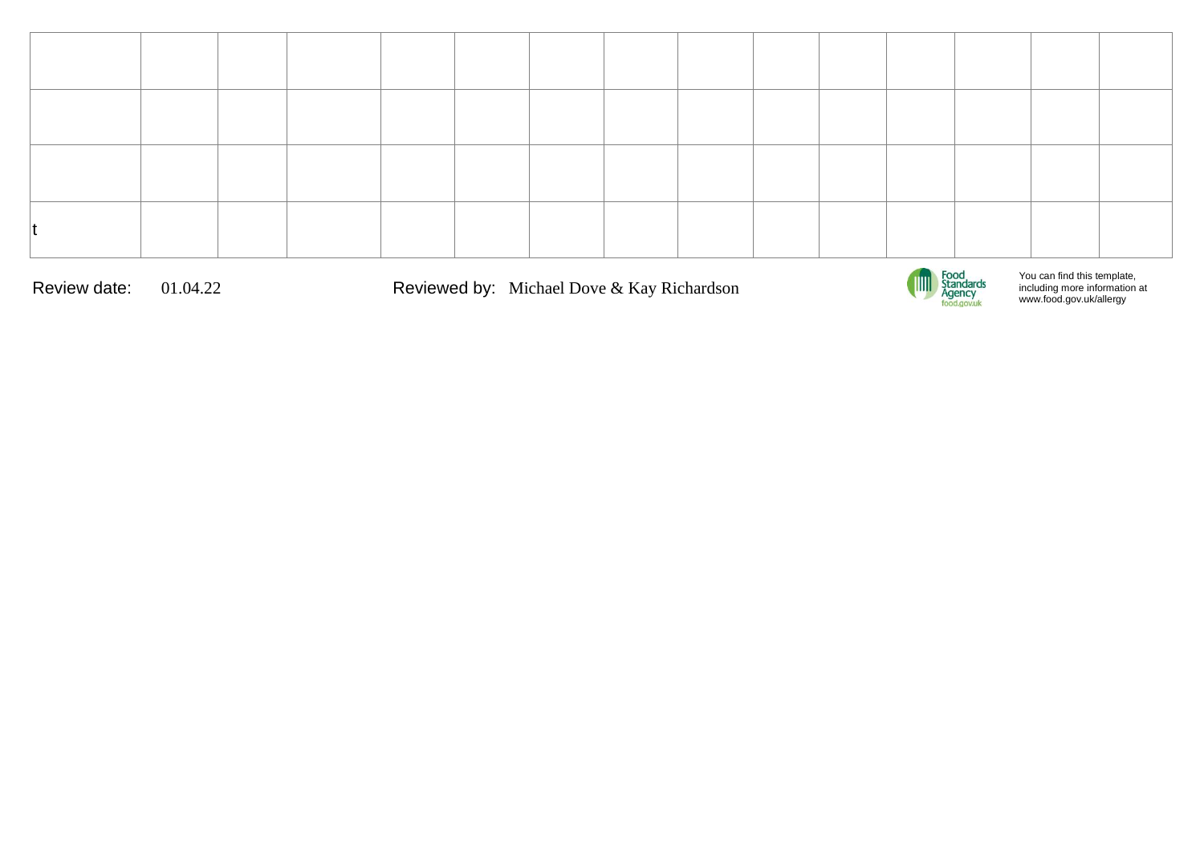| | | | | | | | | | | | | | | |
|---|---|---|---|---|---|---|---|---|---|---|---|---|---|---|
| | | | | | | | | | | | | | | |
| | | | | | | | | | | | | | | |
| | | | | | | | | | | | | | | |
| t | | | | | | | | | | | | | | |

Review date: 01.04.22

Reviewed by: Michael Dove & Kay Richardson

Food Standards Agency food.gov.uk

You can find this template, including more information at www.food.gov.uk/allergy